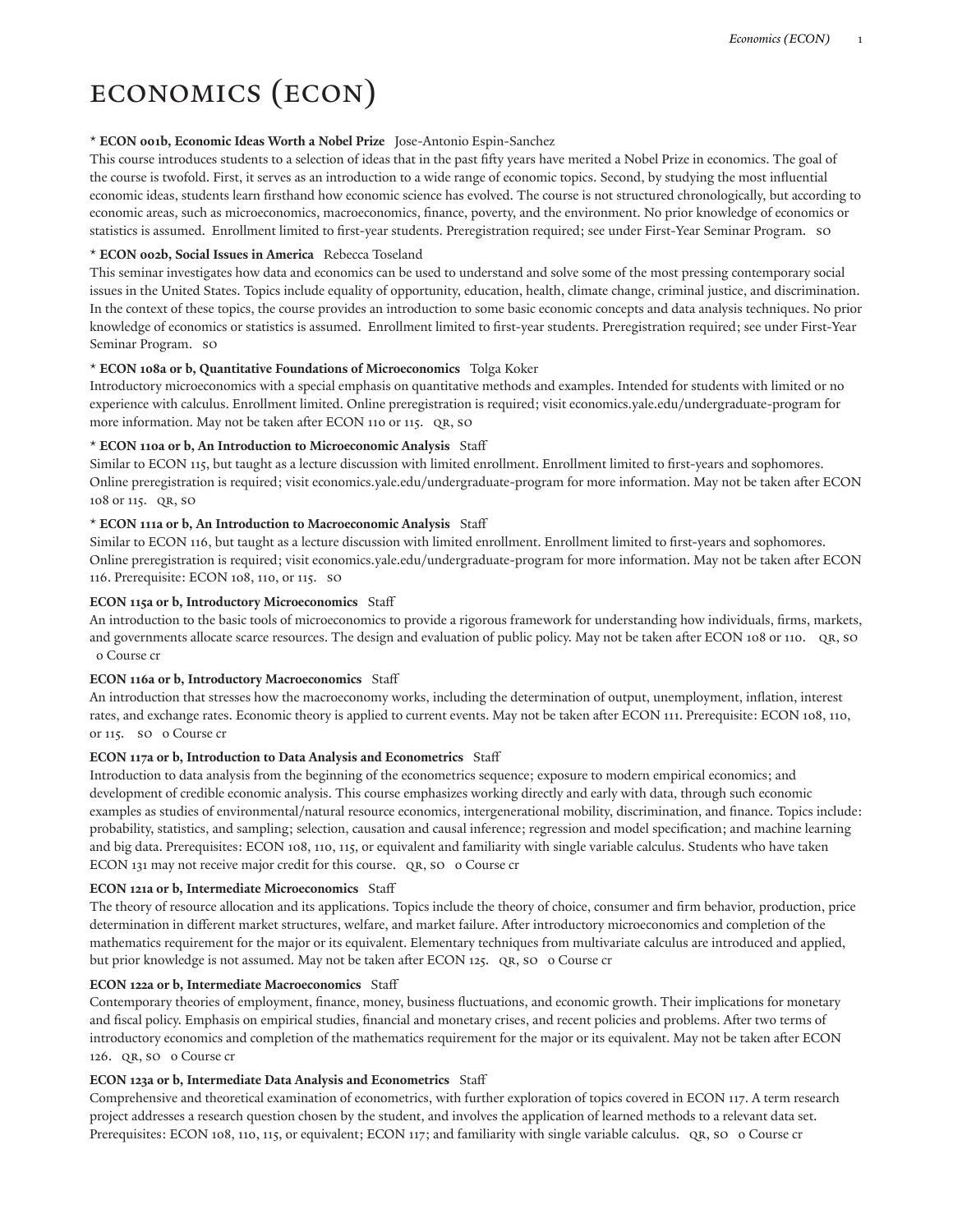# ECONOMICS (ECON)

**\* ECON 001b, Economic Ideas Worth a Nobel Prize** Jose-Antonio Espin-Sanchez
This course introduces students to a selection of ideas that in the past fifty years have merited a Nobel Prize in economics. The goal of the course is twofold. First, it serves as an introduction to a wide range of economic topics. Second, by studying the most influential economic ideas, students learn firsthand how economic science has evolved. The course is not structured chronologically, but according to economic areas, such as microeconomics, macroeconomics, finance, poverty, and the environment. No prior knowledge of economics or statistics is assumed. Enrollment limited to first-year students. Preregistration required; see under First-Year Seminar Program. SO

**\* ECON 002b, Social Issues in America** Rebecca Toseland
This seminar investigates how data and economics can be used to understand and solve some of the most pressing contemporary social issues in the United States. Topics include equality of opportunity, education, health, climate change, criminal justice, and discrimination. In the context of these topics, the course provides an introduction to some basic economic concepts and data analysis techniques. No prior knowledge of economics or statistics is assumed. Enrollment limited to first-year students. Preregistration required; see under First-Year Seminar Program. SO

**\* ECON 108a or b, Quantitative Foundations of Microeconomics** Tolga Koker
Introductory microeconomics with a special emphasis on quantitative methods and examples. Intended for students with limited or no experience with calculus. Enrollment limited. Online preregistration is required; visit economics.yale.edu/undergraduate-program for more information. May not be taken after ECON 110 or 115. QR, SO

**\* ECON 110a or b, An Introduction to Microeconomic Analysis** Staff
Similar to ECON 115, but taught as a lecture discussion with limited enrollment. Enrollment limited to first-years and sophomores. Online preregistration is required; visit economics.yale.edu/undergraduate-program for more information. May not be taken after ECON 108 or 115. QR, SO

**\* ECON 111a or b, An Introduction to Macroeconomic Analysis** Staff
Similar to ECON 116, but taught as a lecture discussion with limited enrollment. Enrollment limited to first-years and sophomores. Online preregistration is required; visit economics.yale.edu/undergraduate-program for more information. May not be taken after ECON 116. Prerequisite: ECON 108, 110, or 115. SO

**ECON 115a or b, Introductory Microeconomics** Staff
An introduction to the basic tools of microeconomics to provide a rigorous framework for understanding how individuals, firms, markets, and governments allocate scarce resources. The design and evaluation of public policy. May not be taken after ECON 108 or 110. QR, SO 0 Course cr

**ECON 116a or b, Introductory Macroeconomics** Staff
An introduction that stresses how the macroeconomy works, including the determination of output, unemployment, inflation, interest rates, and exchange rates. Economic theory is applied to current events. May not be taken after ECON 111. Prerequisite: ECON 108, 110, or 115. SO 0 Course cr

**ECON 117a or b, Introduction to Data Analysis and Econometrics** Staff
Introduction to data analysis from the beginning of the econometrics sequence; exposure to modern empirical economics; and development of credible economic analysis. This course emphasizes working directly and early with data, through such economic examples as studies of environmental/natural resource economics, intergenerational mobility, discrimination, and finance. Topics include: probability, statistics, and sampling; selection, causation and causal inference; regression and model specification; and machine learning and big data. Prerequisites: ECON 108, 110, 115, or equivalent and familiarity with single variable calculus. Students who have taken ECON 131 may not receive major credit for this course. QR, SO 0 Course cr

**ECON 121a or b, Intermediate Microeconomics** Staff
The theory of resource allocation and its applications. Topics include the theory of choice, consumer and firm behavior, production, price determination in different market structures, welfare, and market failure. After introductory microeconomics and completion of the mathematics requirement for the major or its equivalent. Elementary techniques from multivariate calculus are introduced and applied, but prior knowledge is not assumed. May not be taken after ECON 125. QR, SO 0 Course cr

**ECON 122a or b, Intermediate Macroeconomics** Staff
Contemporary theories of employment, finance, money, business fluctuations, and economic growth. Their implications for monetary and fiscal policy. Emphasis on empirical studies, financial and monetary crises, and recent policies and problems. After two terms of introductory economics and completion of the mathematics requirement for the major or its equivalent. May not be taken after ECON 126. QR, SO 0 Course cr

**ECON 123a or b, Intermediate Data Analysis and Econometrics** Staff
Comprehensive and theoretical examination of econometrics, with further exploration of topics covered in ECON 117. A term research project addresses a research question chosen by the student, and involves the application of learned methods to a relevant data set. Prerequisites: ECON 108, 110, 115, or equivalent; ECON 117; and familiarity with single variable calculus. QR, SO 0 Course cr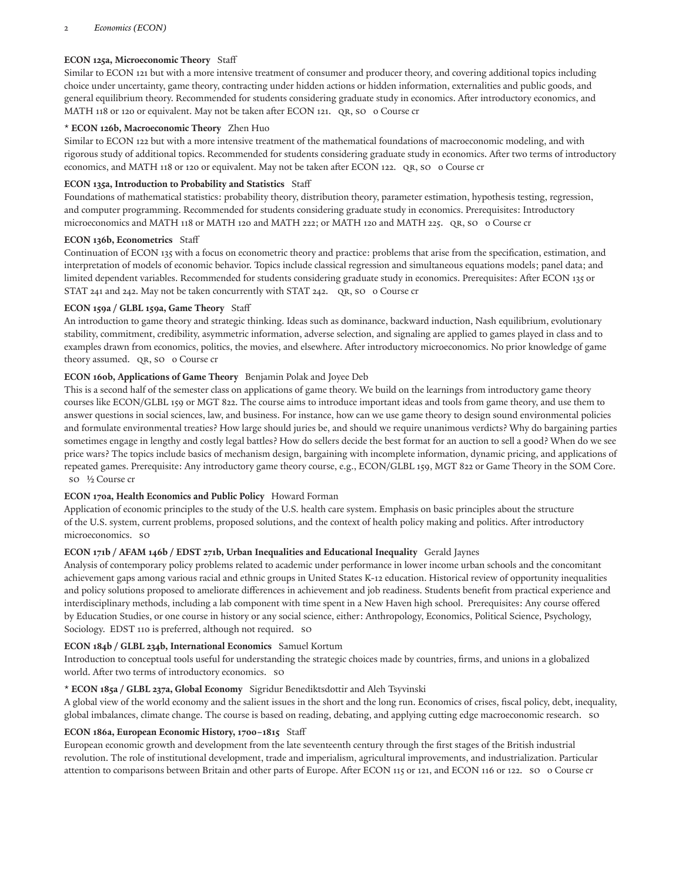**ECON 125a, Microeconomic Theory** Staff

Similar to ECON 121 but with a more intensive treatment of consumer and producer theory, and covering additional topics including choice under uncertainty, game theory, contracting under hidden actions or hidden information, externalities and public goods, and general equilibrium theory. Recommended for students considering graduate study in economics. After introductory economics, and MATH 118 or 120 or equivalent. May not be taken after ECON 121. QR, SO 0 Course cr

**\* ECON 126b, Macroeconomic Theory** Zhen Huo

Similar to ECON 122 but with a more intensive treatment of the mathematical foundations of macroeconomic modeling, and with rigorous study of additional topics. Recommended for students considering graduate study in economics. After two terms of introductory economics, and MATH 118 or 120 or equivalent. May not be taken after ECON 122. QR, SO 0 Course cr

**ECON 135a, Introduction to Probability and Statistics** Staff

Foundations of mathematical statistics: probability theory, distribution theory, parameter estimation, hypothesis testing, regression, and computer programming. Recommended for students considering graduate study in economics. Prerequisites: Introductory microeconomics and MATH 118 or MATH 120 and MATH 222; or MATH 120 and MATH 225. QR, SO 0 Course cr

**ECON 136b, Econometrics** Staff

Continuation of ECON 135 with a focus on econometric theory and practice: problems that arise from the specification, estimation, and interpretation of models of economic behavior. Topics include classical regression and simultaneous equations models; panel data; and limited dependent variables. Recommended for students considering graduate study in economics. Prerequisites: After ECON 135 or STAT 241 and 242. May not be taken concurrently with STAT 242. QR, SO 0 Course cr

**ECON 159a / GLBL 159a, Game Theory** Staff

An introduction to game theory and strategic thinking. Ideas such as dominance, backward induction, Nash equilibrium, evolutionary stability, commitment, credibility, asymmetric information, adverse selection, and signaling are applied to games played in class and to examples drawn from economics, politics, the movies, and elsewhere. After introductory microeconomics. No prior knowledge of game theory assumed. QR, SO 0 Course cr

**ECON 160b, Applications of Game Theory** Benjamin Polak and Joyee Deb

This is a second half of the semester class on applications of game theory. We build on the learnings from introductory game theory courses like ECON/GLBL 159 or MGT 822. The course aims to introduce important ideas and tools from game theory, and use them to answer questions in social sciences, law, and business. For instance, how can we use game theory to design sound environmental policies and formulate environmental treaties? How large should juries be, and should we require unanimous verdicts? Why do bargaining parties sometimes engage in lengthy and costly legal battles? How do sellers decide the best format for an auction to sell a good? When do we see price wars? The topics include basics of mechanism design, bargaining with incomplete information, dynamic pricing, and applications of repeated games. Prerequisite: Any introductory game theory course, e.g., ECON/GLBL 159, MGT 822 or Game Theory in the SOM Core. SO ½ Course cr

**ECON 170a, Health Economics and Public Policy** Howard Forman

Application of economic principles to the study of the U.S. health care system. Emphasis on basic principles about the structure of the U.S. system, current problems, proposed solutions, and the context of health policy making and politics. After introductory microeconomics. SO

**ECON 171b / AFAM 146b / EDST 271b, Urban Inequalities and Educational Inequality** Gerald Jaynes

Analysis of contemporary policy problems related to academic under performance in lower income urban schools and the concomitant achievement gaps among various racial and ethnic groups in United States K-12 education. Historical review of opportunity inequalities and policy solutions proposed to ameliorate differences in achievement and job readiness. Students benefit from practical experience and interdisciplinary methods, including a lab component with time spent in a New Haven high school. Prerequisites: Any course offered by Education Studies, or one course in history or any social science, either: Anthropology, Economics, Political Science, Psychology, Sociology. EDST 110 is preferred, although not required. SO

**ECON 184b / GLBL 234b, International Economics** Samuel Kortum

Introduction to conceptual tools useful for understanding the strategic choices made by countries, firms, and unions in a globalized world. After two terms of introductory economics. SO

**\* ECON 185a / GLBL 237a, Global Economy** Sigridur Benediktsdottir and Aleh Tsyvinski

A global view of the world economy and the salient issues in the short and the long run. Economics of crises, fiscal policy, debt, inequality, global imbalances, climate change. The course is based on reading, debating, and applying cutting edge macroeconomic research. SO

**ECON 186a, European Economic History, 1700–1815** Staff

European economic growth and development from the late seventeenth century through the first stages of the British industrial revolution. The role of institutional development, trade and imperialism, agricultural improvements, and industrialization. Particular attention to comparisons between Britain and other parts of Europe. After ECON 115 or 121, and ECON 116 or 122. SO 0 Course cr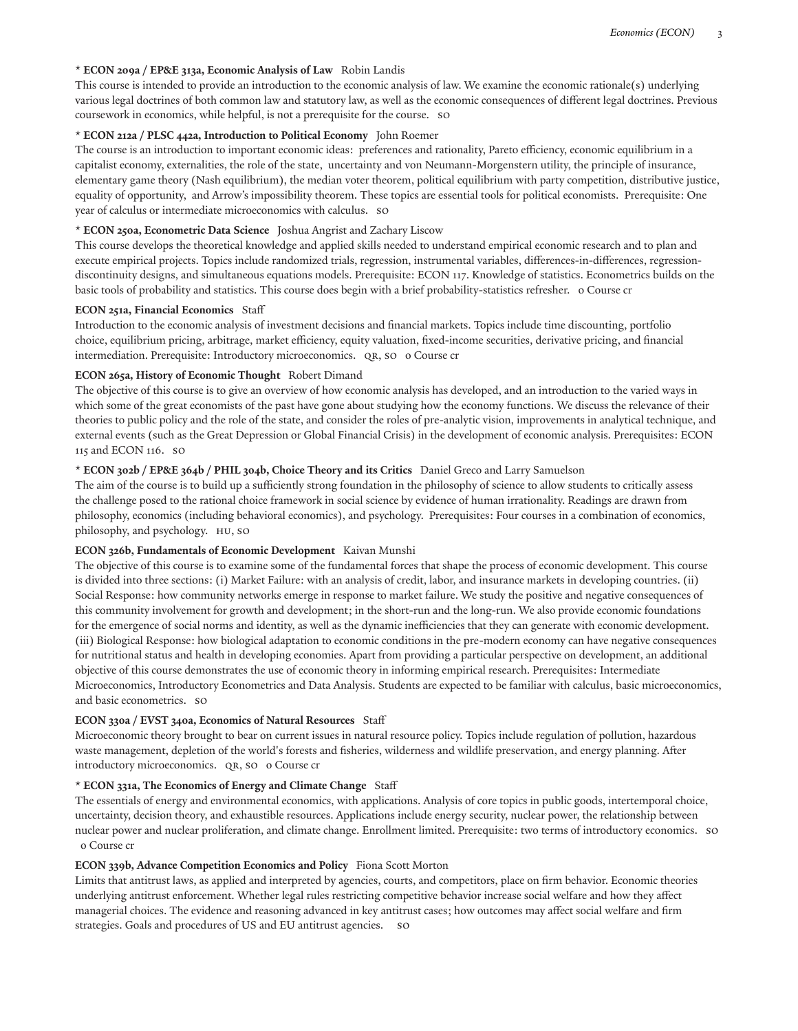**\* ECON 209a / EP&E 313a, Economic Analysis of Law** Robin Landis

This course is intended to provide an introduction to the economic analysis of law. We examine the economic rationale(s) underlying various legal doctrines of both common law and statutory law, as well as the economic consequences of different legal doctrines. Previous coursework in economics, while helpful, is not a prerequisite for the course. SO

**\* ECON 212a / PLSC 442a, Introduction to Political Economy** John Roemer

The course is an introduction to important economic ideas: preferences and rationality, Pareto efficiency, economic equilibrium in a capitalist economy, externalities, the role of the state, uncertainty and von Neumann-Morgenstern utility, the principle of insurance, elementary game theory (Nash equilibrium), the median voter theorem, political equilibrium with party competition, distributive justice, equality of opportunity, and Arrow's impossibility theorem. These topics are essential tools for political economists. Prerequisite: One year of calculus or intermediate microeconomics with calculus. SO

**\* ECON 250a, Econometric Data Science** Joshua Angrist and Zachary Liscow

This course develops the theoretical knowledge and applied skills needed to understand empirical economic research and to plan and execute empirical projects. Topics include randomized trials, regression, instrumental variables, differences-in-differences, regression-discontinuity designs, and simultaneous equations models. Prerequisite: ECON 117. Knowledge of statistics. Econometrics builds on the basic tools of probability and statistics. This course does begin with a brief probability-statistics refresher. 0 Course cr

**ECON 251a, Financial Economics** Staff

Introduction to the economic analysis of investment decisions and financial markets. Topics include time discounting, portfolio choice, equilibrium pricing, arbitrage, market efficiency, equity valuation, fixed-income securities, derivative pricing, and financial intermediation. Prerequisite: Introductory microeconomics. QR, SO 0 Course cr

**ECON 265a, History of Economic Thought** Robert Dimand

The objective of this course is to give an overview of how economic analysis has developed, and an introduction to the varied ways in which some of the great economists of the past have gone about studying how the economy functions. We discuss the relevance of their theories to public policy and the role of the state, and consider the roles of pre-analytic vision, improvements in analytical technique, and external events (such as the Great Depression or Global Financial Crisis) in the development of economic analysis. Prerequisites: ECON 115 and ECON 116. SO

**\* ECON 302b / EP&E 364b / PHIL 304b, Choice Theory and its Critics** Daniel Greco and Larry Samuelson

The aim of the course is to build up a sufficiently strong foundation in the philosophy of science to allow students to critically assess the challenge posed to the rational choice framework in social science by evidence of human irrationality. Readings are drawn from philosophy, economics (including behavioral economics), and psychology. Prerequisites: Four courses in a combination of economics, philosophy, and psychology. HU, SO

**ECON 326b, Fundamentals of Economic Development** Kaivan Munshi

The objective of this course is to examine some of the fundamental forces that shape the process of economic development. This course is divided into three sections: (i) Market Failure: with an analysis of credit, labor, and insurance markets in developing countries. (ii) Social Response: how community networks emerge in response to market failure. We study the positive and negative consequences of this community involvement for growth and development; in the short-run and the long-run. We also provide economic foundations for the emergence of social norms and identity, as well as the dynamic inefficiencies that they can generate with economic development. (iii) Biological Response: how biological adaptation to economic conditions in the pre-modern economy can have negative consequences for nutritional status and health in developing economies. Apart from providing a particular perspective on development, an additional objective of this course demonstrates the use of economic theory in informing empirical research. Prerequisites: Intermediate Microeconomics, Introductory Econometrics and Data Analysis. Students are expected to be familiar with calculus, basic microeconomics, and basic econometrics. SO

**ECON 330a / EVST 340a, Economics of Natural Resources** Staff

Microeconomic theory brought to bear on current issues in natural resource policy. Topics include regulation of pollution, hazardous waste management, depletion of the world's forests and fisheries, wilderness and wildlife preservation, and energy planning. After introductory microeconomics. QR, SO 0 Course cr

**\* ECON 331a, The Economics of Energy and Climate Change** Staff

The essentials of energy and environmental economics, with applications. Analysis of core topics in public goods, intertemporal choice, uncertainty, decision theory, and exhaustible resources. Applications include energy security, nuclear power, the relationship between nuclear power and nuclear proliferation, and climate change. Enrollment limited. Prerequisite: two terms of introductory economics. SO 0 Course cr

**ECON 339b, Advance Competition Economics and Policy** Fiona Scott Morton

Limits that antitrust laws, as applied and interpreted by agencies, courts, and competitors, place on firm behavior. Economic theories underlying antitrust enforcement. Whether legal rules restricting competitive behavior increase social welfare and how they affect managerial choices. The evidence and reasoning advanced in key antitrust cases; how outcomes may affect social welfare and firm strategies. Goals and procedures of US and EU antitrust agencies. SO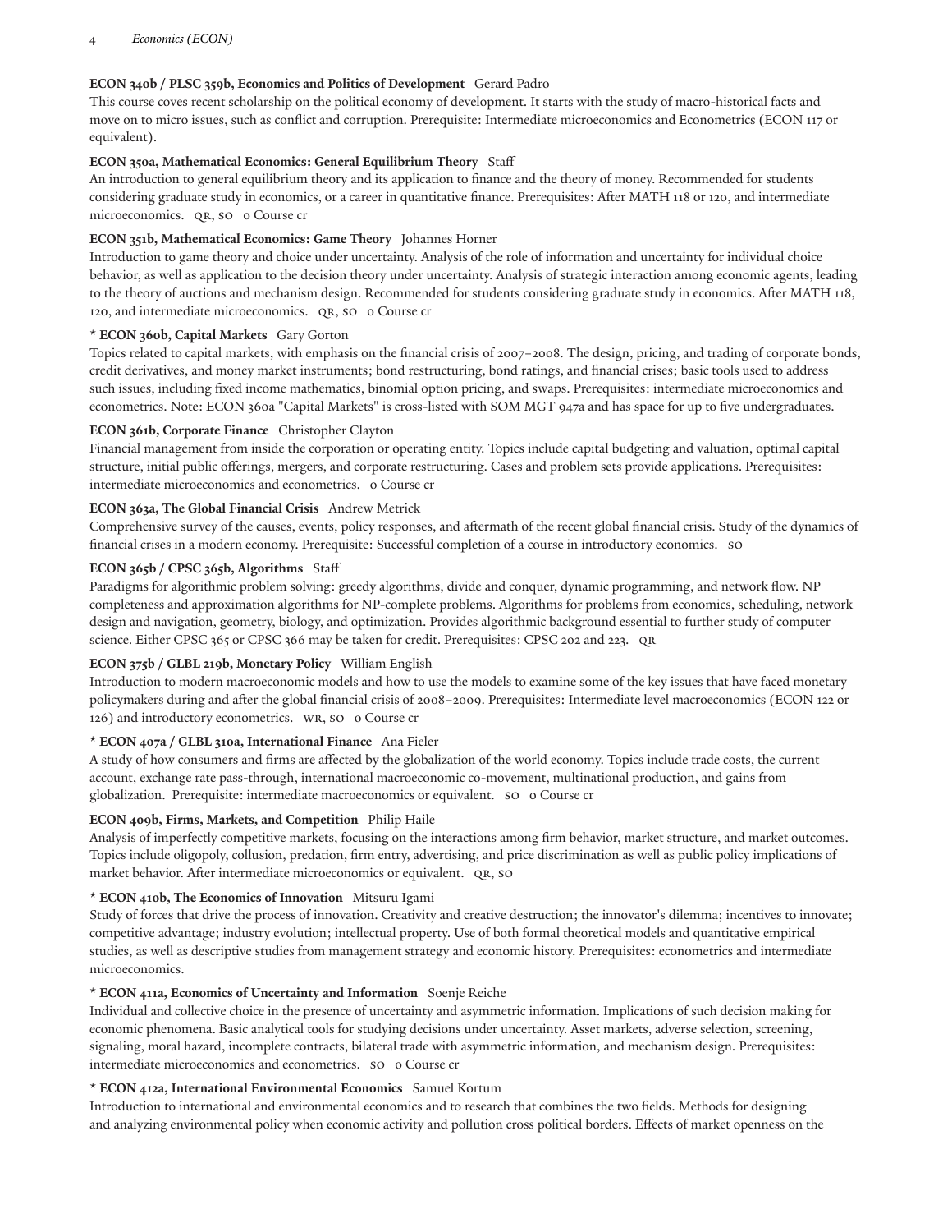**ECON 340b / PLSC 359b, Economics and Politics of Development** Gerard Padro
This course coves recent scholarship on the political economy of development. It starts with the study of macro-historical facts and move on to micro issues, such as conflict and corruption. Prerequisite: Intermediate microeconomics and Econometrics (ECON 117 or equivalent).

**ECON 350a, Mathematical Economics: General Equilibrium Theory** Staff
An introduction to general equilibrium theory and its application to finance and the theory of money. Recommended for students considering graduate study in economics, or a career in quantitative finance. Prerequisites: After MATH 118 or 120, and intermediate microeconomics. QR, SO 0 Course cr

**ECON 351b, Mathematical Economics: Game Theory** Johannes Horner
Introduction to game theory and choice under uncertainty. Analysis of the role of information and uncertainty for individual choice behavior, as well as application to the decision theory under uncertainty. Analysis of strategic interaction among economic agents, leading to the theory of auctions and mechanism design. Recommended for students considering graduate study in economics. After MATH 118, 120, and intermediate microeconomics. QR, SO 0 Course cr

**\* ECON 360b, Capital Markets** Gary Gorton
Topics related to capital markets, with emphasis on the financial crisis of 2007–2008. The design, pricing, and trading of corporate bonds, credit derivatives, and money market instruments; bond restructuring, bond ratings, and financial crises; basic tools used to address such issues, including fixed income mathematics, binomial option pricing, and swaps. Prerequisites: intermediate microeconomics and econometrics. Note: ECON 360a "Capital Markets" is cross-listed with SOM MGT 947a and has space for up to five undergraduates.

**ECON 361b, Corporate Finance** Christopher Clayton
Financial management from inside the corporation or operating entity. Topics include capital budgeting and valuation, optimal capital structure, initial public offerings, mergers, and corporate restructuring. Cases and problem sets provide applications. Prerequisites: intermediate microeconomics and econometrics. 0 Course cr

**ECON 363a, The Global Financial Crisis** Andrew Metrick
Comprehensive survey of the causes, events, policy responses, and aftermath of the recent global financial crisis. Study of the dynamics of financial crises in a modern economy. Prerequisite: Successful completion of a course in introductory economics. SO

**ECON 365b / CPSC 365b, Algorithms** Staff
Paradigms for algorithmic problem solving: greedy algorithms, divide and conquer, dynamic programming, and network flow. NP completeness and approximation algorithms for NP-complete problems. Algorithms for problems from economics, scheduling, network design and navigation, geometry, biology, and optimization. Provides algorithmic background essential to further study of computer science. Either CPSC 365 or CPSC 366 may be taken for credit. Prerequisites: CPSC 202 and 223. QR

**ECON 375b / GLBL 219b, Monetary Policy** William English
Introduction to modern macroeconomic models and how to use the models to examine some of the key issues that have faced monetary policymakers during and after the global financial crisis of 2008–2009. Prerequisites: Intermediate level macroeconomics (ECON 122 or 126) and introductory econometrics. WR, SO 0 Course cr

**\* ECON 407a / GLBL 310a, International Finance** Ana Fieler
A study of how consumers and firms are affected by the globalization of the world economy. Topics include trade costs, the current account, exchange rate pass-through, international macroeconomic co-movement, multinational production, and gains from globalization. Prerequisite: intermediate macroeconomics or equivalent. SO 0 Course cr

**ECON 409b, Firms, Markets, and Competition** Philip Haile
Analysis of imperfectly competitive markets, focusing on the interactions among firm behavior, market structure, and market outcomes. Topics include oligopoly, collusion, predation, firm entry, advertising, and price discrimination as well as public policy implications of market behavior. After intermediate microeconomics or equivalent. QR, SO

**\* ECON 410b, The Economics of Innovation** Mitsuru Igami
Study of forces that drive the process of innovation. Creativity and creative destruction; the innovator's dilemma; incentives to innovate; competitive advantage; industry evolution; intellectual property. Use of both formal theoretical models and quantitative empirical studies, as well as descriptive studies from management strategy and economic history. Prerequisites: econometrics and intermediate microeconomics.

**\* ECON 411a, Economics of Uncertainty and Information** Soenje Reiche
Individual and collective choice in the presence of uncertainty and asymmetric information. Implications of such decision making for economic phenomena. Basic analytical tools for studying decisions under uncertainty. Asset markets, adverse selection, screening, signaling, moral hazard, incomplete contracts, bilateral trade with asymmetric information, and mechanism design. Prerequisites: intermediate microeconomics and econometrics. SO 0 Course cr

**\* ECON 412a, International Environmental Economics** Samuel Kortum
Introduction to international and environmental economics and to research that combines the two fields. Methods for designing and analyzing environmental policy when economic activity and pollution cross political borders. Effects of market openness on the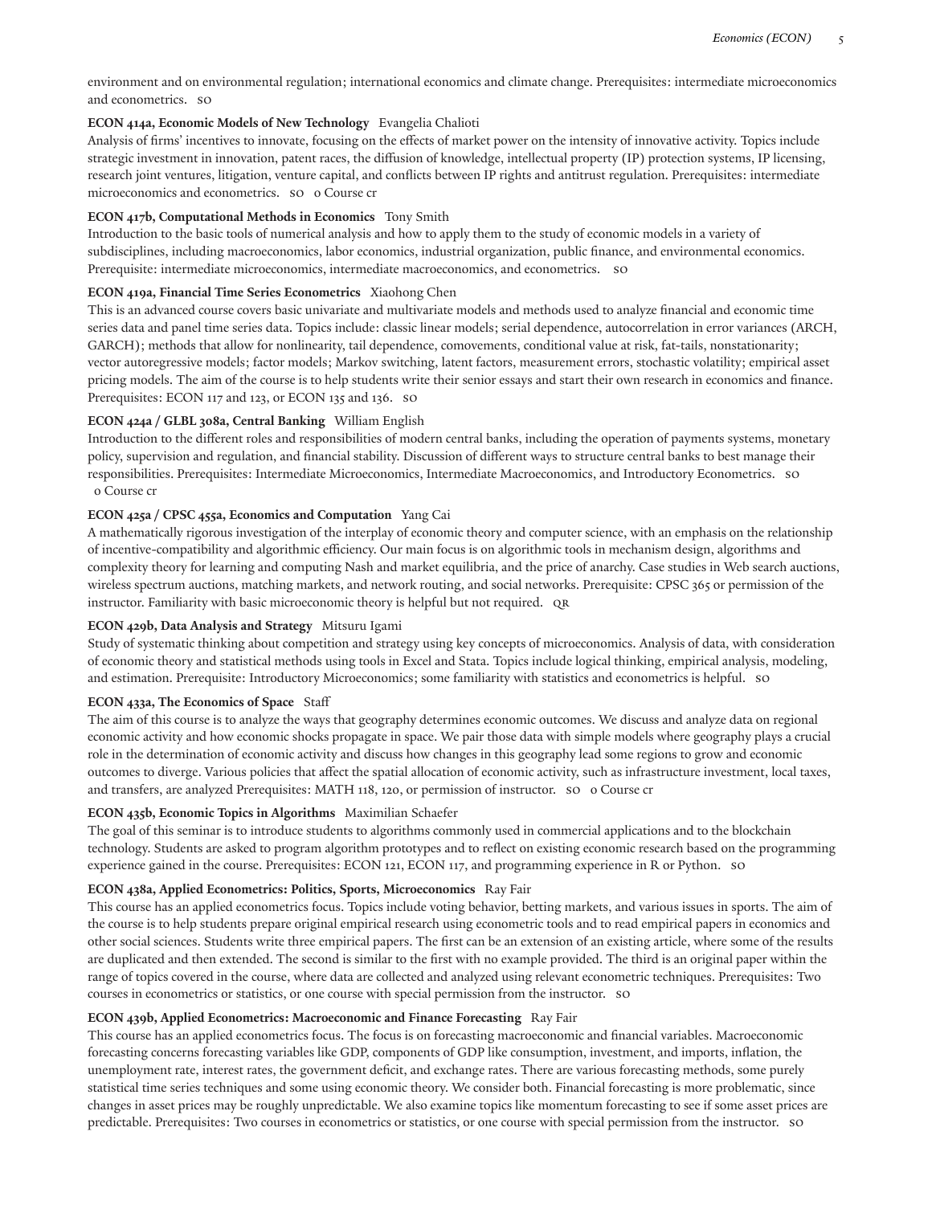environment and on environmental regulation; international economics and climate change. Prerequisites: intermediate microeconomics and econometrics.   SO

**ECON 414a, Economic Models of New Technology**   Evangelia Chalioti
Analysis of firms' incentives to innovate, focusing on the effects of market power on the intensity of innovative activity. Topics include strategic investment in innovation, patent races, the diffusion of knowledge, intellectual property (IP) protection systems, IP licensing, research joint ventures, litigation, venture capital, and conflicts between IP rights and antitrust regulation. Prerequisites: intermediate microeconomics and econometrics.   SO   0 Course cr

**ECON 417b, Computational Methods in Economics**   Tony Smith
Introduction to the basic tools of numerical analysis and how to apply them to the study of economic models in a variety of subdisciplines, including macroeconomics, labor economics, industrial organization, public finance, and environmental economics. Prerequisite: intermediate microeconomics, intermediate macroeconomics, and econometrics.   SO

**ECON 419a, Financial Time Series Econometrics**   Xiaohong Chen
This is an advanced course covers basic univariate and multivariate models and methods used to analyze financial and economic time series data and panel time series data. Topics include: classic linear models; serial dependence, autocorrelation in error variances (ARCH, GARCH); methods that allow for nonlinearity, tail dependence, comovements, conditional value at risk, fat-tails, nonstationarity; vector autoregressive models; factor models; Markov switching, latent factors, measurement errors, stochastic volatility; empirical asset pricing models. The aim of the course is to help students write their senior essays and start their own research in economics and finance. Prerequisites: ECON 117 and 123, or ECON 135 and 136.   SO

**ECON 424a / GLBL 308a, Central Banking**   William English
Introduction to the different roles and responsibilities of modern central banks, including the operation of payments systems, monetary policy, supervision and regulation, and financial stability. Discussion of different ways to structure central banks to best manage their responsibilities. Prerequisites: Intermediate Microeconomics, Intermediate Macroeconomics, and Introductory Econometrics.   SO   0 Course cr

**ECON 425a / CPSC 455a, Economics and Computation**   Yang Cai
A mathematically rigorous investigation of the interplay of economic theory and computer science, with an emphasis on the relationship of incentive-compatibility and algorithmic efficiency. Our main focus is on algorithmic tools in mechanism design, algorithms and complexity theory for learning and computing Nash and market equilibria, and the price of anarchy. Case studies in Web search auctions, wireless spectrum auctions, matching markets, and network routing, and social networks. Prerequisite: CPSC 365 or permission of the instructor. Familiarity with basic microeconomic theory is helpful but not required.   QR

**ECON 429b, Data Analysis and Strategy**   Mitsuru Igami
Study of systematic thinking about competition and strategy using key concepts of microeconomics. Analysis of data, with consideration of economic theory and statistical methods using tools in Excel and Stata. Topics include logical thinking, empirical analysis, modeling, and estimation. Prerequisite: Introductory Microeconomics; some familiarity with statistics and econometrics is helpful.   SO

**ECON 433a, The Economics of Space**   Staff
The aim of this course is to analyze the ways that geography determines economic outcomes. We discuss and analyze data on regional economic activity and how economic shocks propagate in space. We pair those data with simple models where geography plays a crucial role in the determination of economic activity and discuss how changes in this geography lead some regions to grow and economic outcomes to diverge. Various policies that affect the spatial allocation of economic activity, such as infrastructure investment, local taxes, and transfers, are analyzed Prerequisites: MATH 118, 120, or permission of instructor.   SO   0 Course cr

**ECON 435b, Economic Topics in Algorithms**   Maximilian Schaefer
The goal of this seminar is to introduce students to algorithms commonly used in commercial applications and to the blockchain technology. Students are asked to program algorithm prototypes and to reflect on existing economic research based on the programming experience gained in the course. Prerequisites: ECON 121, ECON 117, and programming experience in R or Python.   SO

**ECON 438a, Applied Econometrics: Politics, Sports, Microeconomics**   Ray Fair
This course has an applied econometrics focus. Topics include voting behavior, betting markets, and various issues in sports. The aim of the course is to help students prepare original empirical research using econometric tools and to read empirical papers in economics and other social sciences. Students write three empirical papers. The first can be an extension of an existing article, where some of the results are duplicated and then extended. The second is similar to the first with no example provided. The third is an original paper within the range of topics covered in the course, where data are collected and analyzed using relevant econometric techniques. Prerequisites: Two courses in econometrics or statistics, or one course with special permission from the instructor.   SO

**ECON 439b, Applied Econometrics: Macroeconomic and Finance Forecasting**   Ray Fair
This course has an applied econometrics focus. The focus is on forecasting macroeconomic and financial variables. Macroeconomic forecasting concerns forecasting variables like GDP, components of GDP like consumption, investment, and imports, inflation, the unemployment rate, interest rates, the government deficit, and exchange rates. There are various forecasting methods, some purely statistical time series techniques and some using economic theory. We consider both. Financial forecasting is more problematic, since changes in asset prices may be roughly unpredictable. We also examine topics like momentum forecasting to see if some asset prices are predictable. Prerequisites: Two courses in econometrics or statistics, or one course with special permission from the instructor.   SO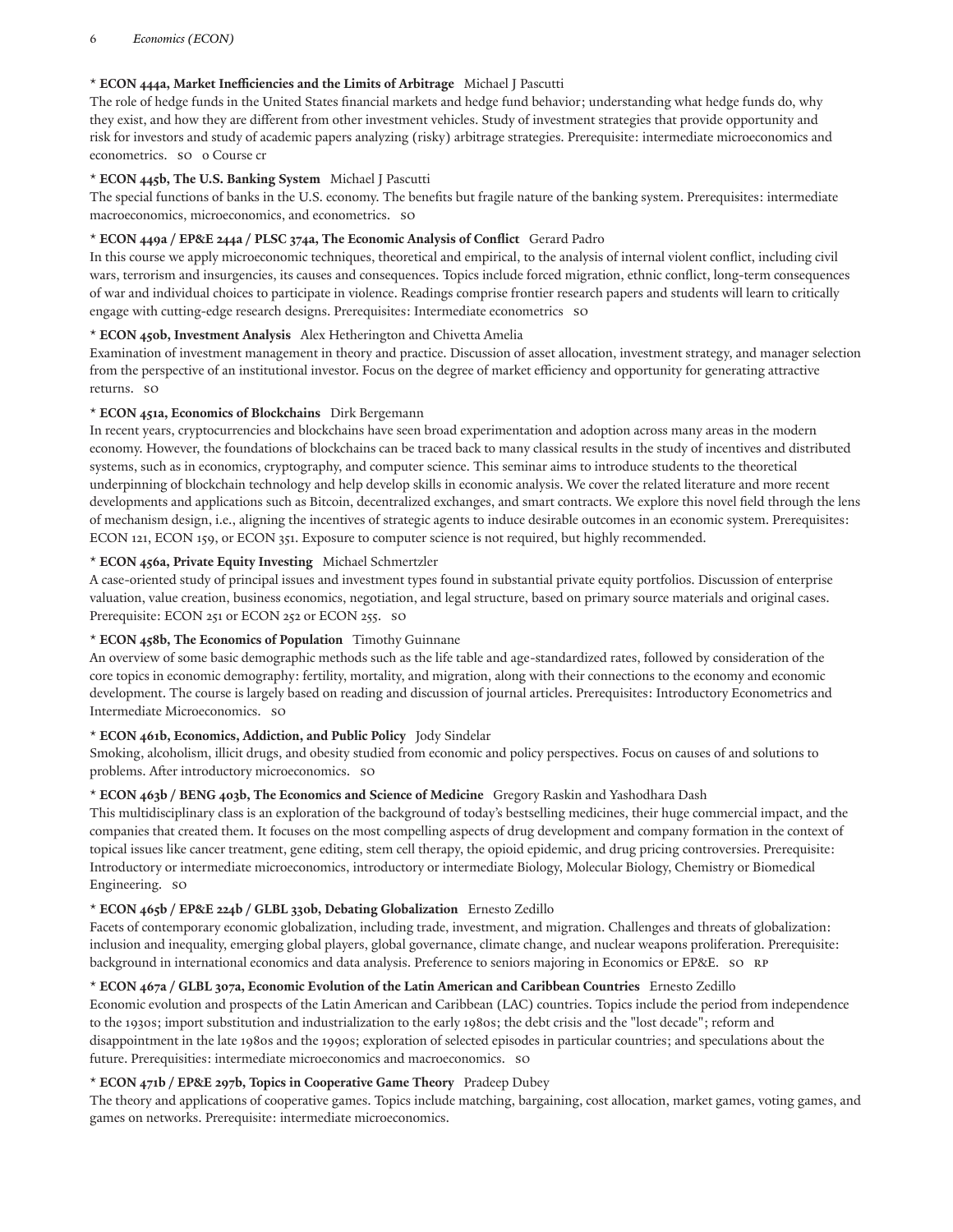**\* ECON 444a, Market Inefficiencies and the Limits of Arbitrage** Michael J Pascutti
The role of hedge funds in the United States financial markets and hedge fund behavior; understanding what hedge funds do, why they exist, and how they are different from other investment vehicles. Study of investment strategies that provide opportunity and risk for investors and study of academic papers analyzing (risky) arbitrage strategies. Prerequisite: intermediate microeconomics and econometrics. SO 0 Course cr

**\* ECON 445b, The U.S. Banking System** Michael J Pascutti
The special functions of banks in the U.S. economy. The benefits but fragile nature of the banking system. Prerequisites: intermediate macroeconomics, microeconomics, and econometrics. SO

**\* ECON 449a / EP&E 244a / PLSC 374a, The Economic Analysis of Conflict** Gerard Padro
In this course we apply microeconomic techniques, theoretical and empirical, to the analysis of internal violent conflict, including civil wars, terrorism and insurgencies, its causes and consequences. Topics include forced migration, ethnic conflict, long-term consequences of war and individual choices to participate in violence. Readings comprise frontier research papers and students will learn to critically engage with cutting-edge research designs. Prerequisites: Intermediate econometrics SO

**\* ECON 450b, Investment Analysis** Alex Hetherington and Chivetta Amelia
Examination of investment management in theory and practice. Discussion of asset allocation, investment strategy, and manager selection from the perspective of an institutional investor. Focus on the degree of market efficiency and opportunity for generating attractive returns. SO

**\* ECON 451a, Economics of Blockchains** Dirk Bergemann
In recent years, cryptocurrencies and blockchains have seen broad experimentation and adoption across many areas in the modern economy. However, the foundations of blockchains can be traced back to many classical results in the study of incentives and distributed systems, such as in economics, cryptography, and computer science. This seminar aims to introduce students to the theoretical underpinning of blockchain technology and help develop skills in economic analysis. We cover the related literature and more recent developments and applications such as Bitcoin, decentralized exchanges, and smart contracts. We explore this novel field through the lens of mechanism design, i.e., aligning the incentives of strategic agents to induce desirable outcomes in an economic system. Prerequisites: ECON 121, ECON 159, or ECON 351. Exposure to computer science is not required, but highly recommended.

**\* ECON 456a, Private Equity Investing** Michael Schmertzler
A case-oriented study of principal issues and investment types found in substantial private equity portfolios. Discussion of enterprise valuation, value creation, business economics, negotiation, and legal structure, based on primary source materials and original cases. Prerequisite: ECON 251 or ECON 252 or ECON 255. SO

**\* ECON 458b, The Economics of Population** Timothy Guinnane
An overview of some basic demographic methods such as the life table and age-standardized rates, followed by consideration of the core topics in economic demography: fertility, mortality, and migration, along with their connections to the economy and economic development. The course is largely based on reading and discussion of journal articles. Prerequisites: Introductory Econometrics and Intermediate Microeconomics. SO

**\* ECON 461b, Economics, Addiction, and Public Policy** Jody Sindelar
Smoking, alcoholism, illicit drugs, and obesity studied from economic and policy perspectives. Focus on causes of and solutions to problems. After introductory microeconomics. SO

**\* ECON 463b / BENG 403b, The Economics and Science of Medicine** Gregory Raskin and Yashodhara Dash
This multidisciplinary class is an exploration of the background of today's bestselling medicines, their huge commercial impact, and the companies that created them. It focuses on the most compelling aspects of drug development and company formation in the context of topical issues like cancer treatment, gene editing, stem cell therapy, the opioid epidemic, and drug pricing controversies. Prerequisite: Introductory or intermediate microeconomics, introductory or intermediate Biology, Molecular Biology, Chemistry or Biomedical Engineering. SO

**\* ECON 465b / EP&E 224b / GLBL 330b, Debating Globalization** Ernesto Zedillo
Facets of contemporary economic globalization, including trade, investment, and migration. Challenges and threats of globalization: inclusion and inequality, emerging global players, global governance, climate change, and nuclear weapons proliferation. Prerequisite: background in international economics and data analysis. Preference to seniors majoring in Economics or EP&E. SO RP

**\* ECON 467a / GLBL 307a, Economic Evolution of the Latin American and Caribbean Countries** Ernesto Zedillo
Economic evolution and prospects of the Latin American and Caribbean (LAC) countries. Topics include the period from independence to the 1930s; import substitution and industrialization to the early 1980s; the debt crisis and the "lost decade"; reform and disappointment in the late 1980s and the 1990s; exploration of selected episodes in particular countries; and speculations about the future. Prerequisities: intermediate microeconomics and macroeconomics. SO

**\* ECON 471b / EP&E 297b, Topics in Cooperative Game Theory** Pradeep Dubey
The theory and applications of cooperative games. Topics include matching, bargaining, cost allocation, market games, voting games, and games on networks. Prerequisite: intermediate microeconomics.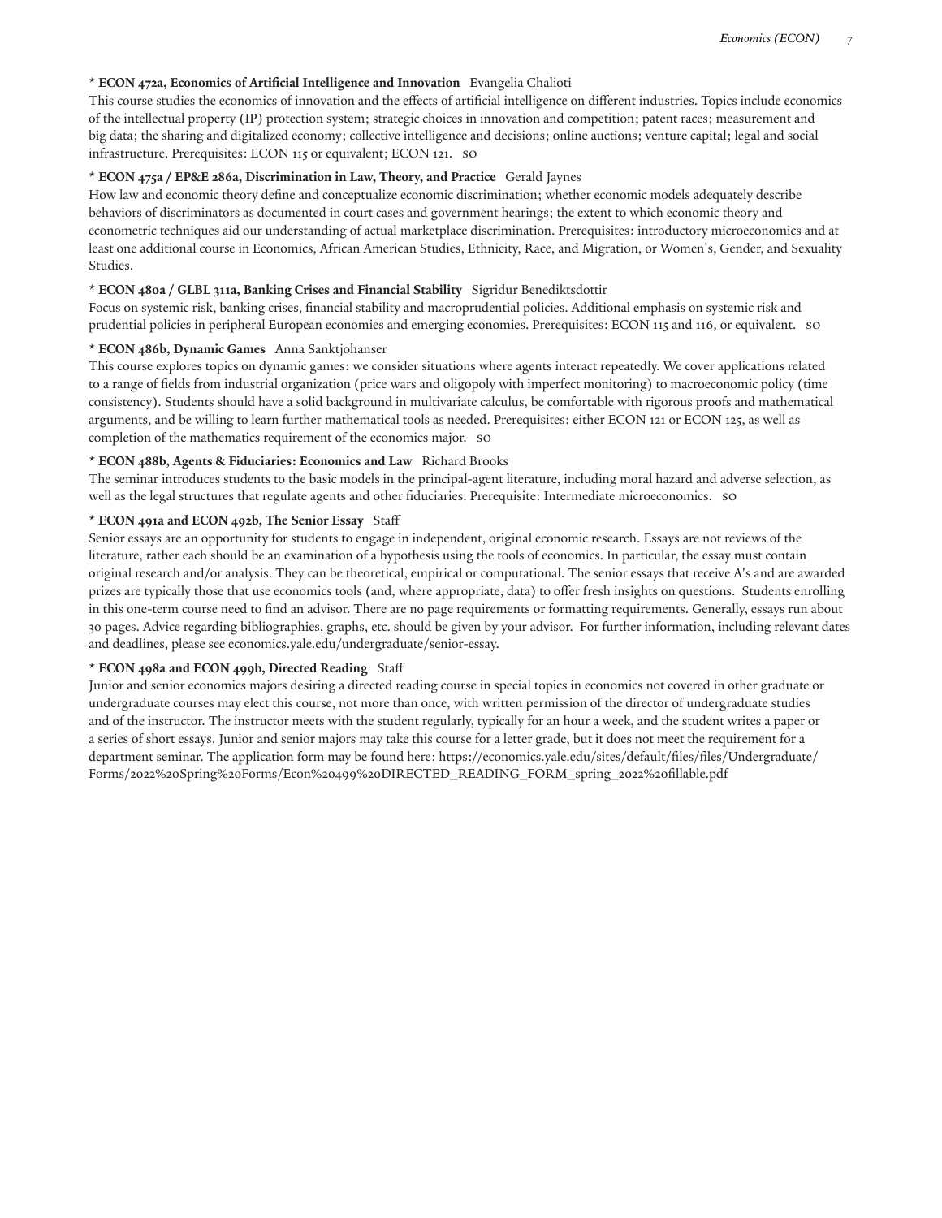**\* ECON 472a, Economics of Artificial Intelligence and Innovation** Evangelia Chalioti
This course studies the economics of innovation and the effects of artificial intelligence on different industries. Topics include economics of the intellectual property (IP) protection system; strategic choices in innovation and competition; patent races; measurement and big data; the sharing and digitalized economy; collective intelligence and decisions; online auctions; venture capital; legal and social infrastructure. Prerequisites: ECON 115 or equivalent; ECON 121. SO

**\* ECON 475a / EP&E 286a, Discrimination in Law, Theory, and Practice** Gerald Jaynes
How law and economic theory define and conceptualize economic discrimination; whether economic models adequately describe behaviors of discriminators as documented in court cases and government hearings; the extent to which economic theory and econometric techniques aid our understanding of actual marketplace discrimination. Prerequisites: introductory microeconomics and at least one additional course in Economics, African American Studies, Ethnicity, Race, and Migration, or Women's, Gender, and Sexuality Studies.

**\* ECON 480a / GLBL 311a, Banking Crises and Financial Stability** Sigridur Benediktsdottir
Focus on systemic risk, banking crises, financial stability and macroprudential policies. Additional emphasis on systemic risk and prudential policies in peripheral European economies and emerging economies. Prerequisites: ECON 115 and 116, or equivalent. SO

**\* ECON 486b, Dynamic Games** Anna Sanktjohanser
This course explores topics on dynamic games: we consider situations where agents interact repeatedly. We cover applications related to a range of fields from industrial organization (price wars and oligopoly with imperfect monitoring) to macroeconomic policy (time consistency). Students should have a solid background in multivariate calculus, be comfortable with rigorous proofs and mathematical arguments, and be willing to learn further mathematical tools as needed. Prerequisites: either ECON 121 or ECON 125, as well as completion of the mathematics requirement of the economics major. SO

**\* ECON 488b, Agents & Fiduciaries: Economics and Law** Richard Brooks
The seminar introduces students to the basic models in the principal-agent literature, including moral hazard and adverse selection, as well as the legal structures that regulate agents and other fiduciaries. Prerequisite: Intermediate microeconomics. SO

**\* ECON 491a and ECON 492b, The Senior Essay** Staff
Senior essays are an opportunity for students to engage in independent, original economic research. Essays are not reviews of the literature, rather each should be an examination of a hypothesis using the tools of economics. In particular, the essay must contain original research and/or analysis. They can be theoretical, empirical or computational. The senior essays that receive A's and are awarded prizes are typically those that use economics tools (and, where appropriate, data) to offer fresh insights on questions. Students enrolling in this one-term course need to find an advisor. There are no page requirements or formatting requirements. Generally, essays run about 30 pages. Advice regarding bibliographies, graphs, etc. should be given by your advisor. For further information, including relevant dates and deadlines, please see economics.yale.edu/undergraduate/senior-essay.

**\* ECON 498a and ECON 499b, Directed Reading** Staff
Junior and senior economics majors desiring a directed reading course in special topics in economics not covered in other graduate or undergraduate courses may elect this course, not more than once, with written permission of the director of undergraduate studies and of the instructor. The instructor meets with the student regularly, typically for an hour a week, and the student writes a paper or a series of short essays. Junior and senior majors may take this course for a letter grade, but it does not meet the requirement for a department seminar. The application form may be found here: https://economics.yale.edu/sites/default/files/files/Undergraduate/Forms/2022%20Spring%20Forms/Econ%20499%20DIRECTED_READING_FORM_spring_2022%20fillable.pdf